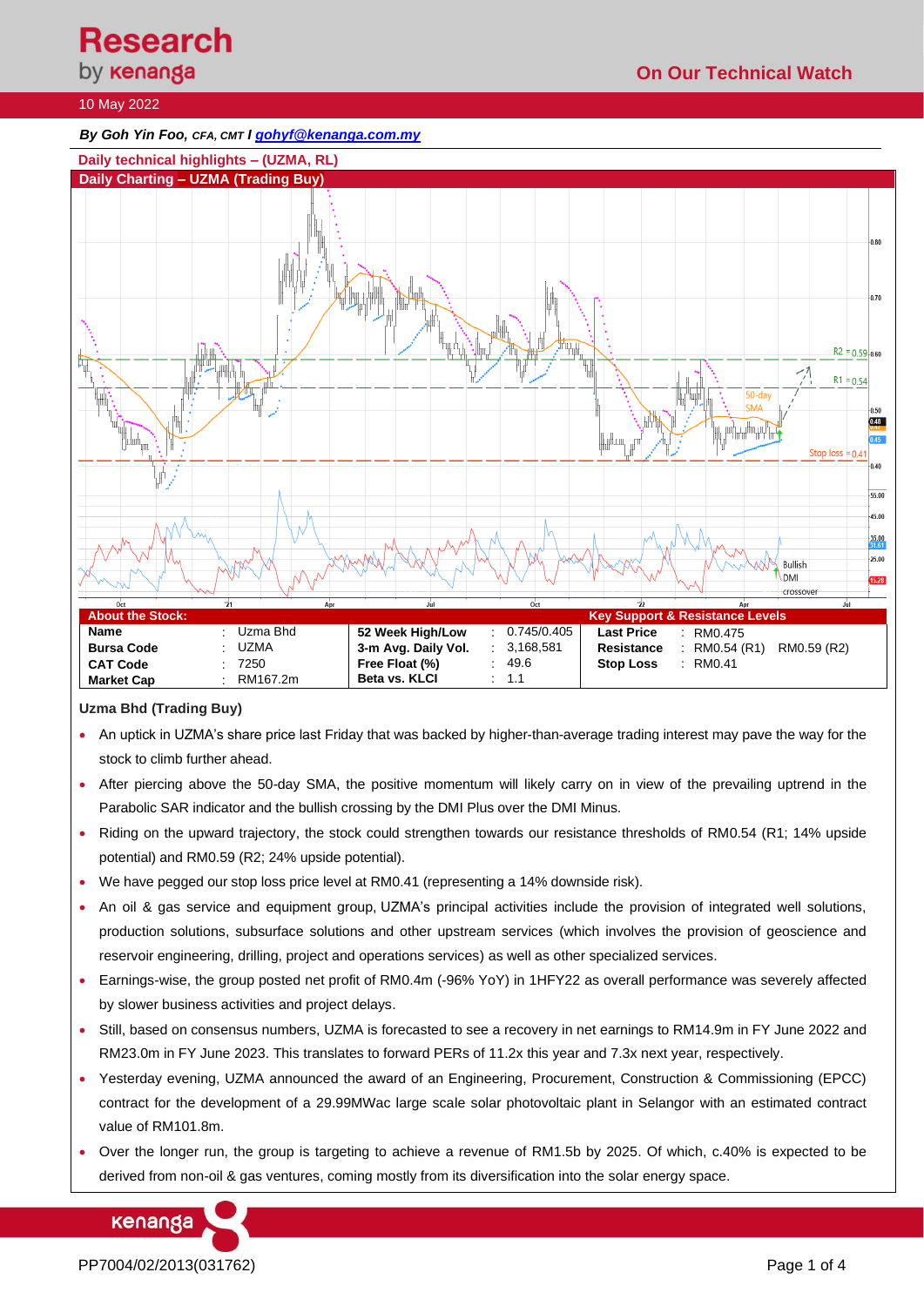# Research by kenanga

## On Our Technical Watch

10 May 2022

***By Goh Yin Foo**, CFA, CMT I [gohyf@kenanga.com.my](mailto:gohyf@kenanga.com.my)*

### Daily technical highlights – (UZMA, RL)

### Daily Charting – UZMA (Trading Buy)

| About the Stock: | | | | | Key Support & Resistance Levels | | |
|---|---|---|---|---|---|---|---|
| **Name** | : | Uzma Bhd | **52 Week High/Low** | : 0.745/0.405 | **Last Price** | : | RM0.475 |
| **Bursa Code** | : | UZMA | **3-m Avg. Daily Vol.** | : 3,168,581 | **Resistance** | : | RM0.54 (R1) RM0.59 (R2) |
| **CAT Code** | : | 7250 | **Free Float (%)** | : 49.6 | **Stop Loss** | : | RM0.41 |
| **Market Cap** | : | RM167.2m | **Beta vs. KLCI** | : 1.1 | | | |

**Uzma Bhd (Trading Buy)**

- An uptick in UZMA's share price last Friday that was backed by higher-than-average trading interest may pave the way for the stock to climb further ahead.
- After piercing above the 50-day SMA, the positive momentum will likely carry on in view of the prevailing uptrend in the Parabolic SAR indicator and the bullish crossing by the DMI Plus over the DMI Minus.
- Riding on the upward trajectory, the stock could strengthen towards our resistance thresholds of RM0.54 (R1; 14% upside potential) and RM0.59 (R2; 24% upside potential).
- We have pegged our stop loss price level at RM0.41 (representing a 14% downside risk).
- An oil & gas service and equipment group, UZMA's principal activities include the provision of integrated well solutions, production solutions, subsurface solutions and other upstream services (which involves the provision of geoscience and reservoir engineering, drilling, project and operations services) as well as other specialized services.
- Earnings-wise, the group posted net profit of RM0.4m (-96% YoY) in 1HFY22 as overall performance was severely affected by slower business activities and project delays.
- Still, based on consensus numbers, UZMA is forecasted to see a recovery in net earnings to RM14.9m in FY June 2022 and RM23.0m in FY June 2023. This translates to forward PERs of 11.2x this year and 7.3x next year, respectively.
- Yesterday evening, UZMA announced the award of an Engineering, Procurement, Construction & Commissioning (EPCC) contract for the development of a 29.99MWac large scale solar photovoltaic plant in Selangor with an estimated contract value of RM101.8m.
- Over the longer run, the group is targeting to achieve a revenue of RM1.5b by 2025. Of which, c.40% is expected to be derived from non-oil & gas ventures, coming mostly from its diversification into the solar energy space.

PP7004/02/2013(031762)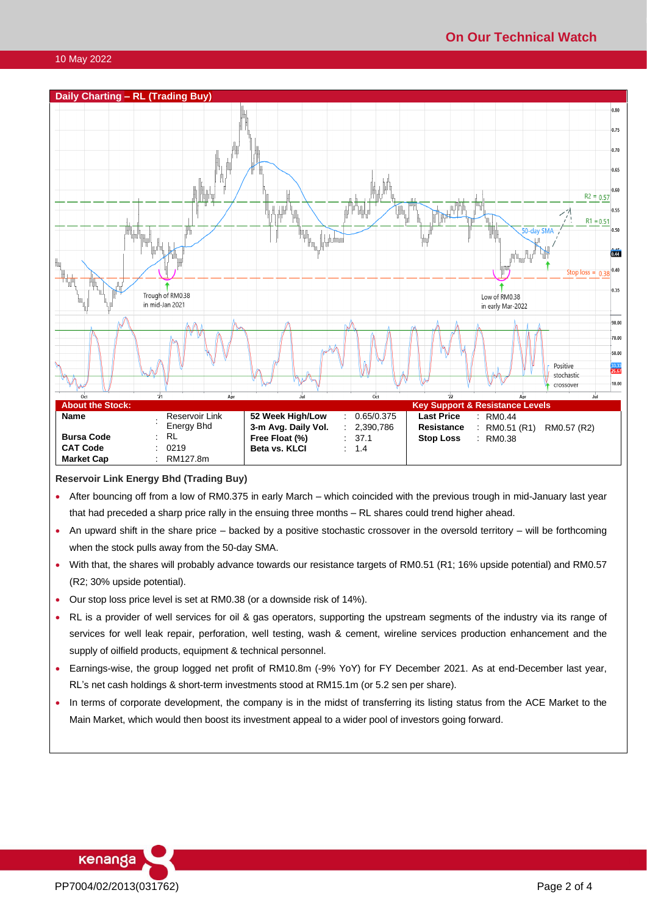10 May 2022

## Daily Charting – RL (Trading Buy)

Trough of RM0.38 in mid-Jan 2021

Low of RM0.38 in early Mar-2022

50-day SMA

R2 = 0.57

R1 = 0.51

Stop loss = 0.38

Positive stochastic crossover

| About the Stock: | | | | | Key Support & Resistance Levels | | |
|---|---|---|---|---|---|---|---|
| **Name** | : | Reservoir Link Energy Bhd | **52 Week High/Low** | : 0.65/0.375 | **Last Price** | : | RM0.44 |
| **Bursa Code** | : | RL | **3-m Avg. Daily Vol.** | : 2,390,786 | **Resistance** | : | RM0.51 (R1) RM0.57 (R2) |
| **CAT Code** | : | 0219 | **Free Float (%)** | : 37.1 | **Stop Loss** | : | RM0.38 |
| **Market Cap** | : | RM127.8m | **Beta vs. KLCI** | : 1.4 | | | |

**Reservoir Link Energy Bhd (Trading Buy)**

- After bouncing off from a low of RM0.375 in early March – which coincided with the previous trough in mid-January last year that had preceded a sharp price rally in the ensuing three months – RL shares could trend higher ahead.
- An upward shift in the share price – backed by a positive stochastic crossover in the oversold territory – will be forthcoming when the stock pulls away from the 50-day SMA.
- With that, the shares will probably advance towards our resistance targets of RM0.51 (R1; 16% upside potential) and RM0.57 (R2; 30% upside potential).
- Our stop loss price level is set at RM0.38 (or a downside risk of 14%).
- RL is a provider of well services for oil & gas operators, supporting the upstream segments of the industry via its range of services for well leak repair, perforation, well testing, wash & cement, wireline services production enhancement and the supply of oilfield products, equipment & technical personnel.
- Earnings-wise, the group logged net profit of RM10.8m (-9% YoY) for FY December 2021. As at end-December last year, RL's net cash holdings & short-term investments stood at RM15.1m (or 5.2 sen per share).
- In terms of corporate development, the company is in the midst of transferring its listing status from the ACE Market to the Main Market, which would then boost its investment appeal to a wider pool of investors going forward.

PP7004/02/2013(031762)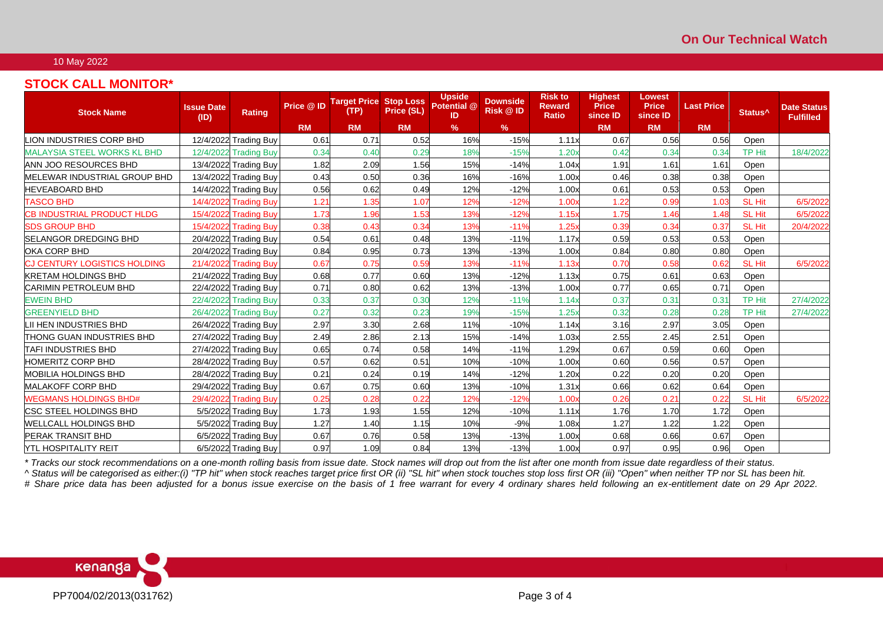On Our Technical Watch

10 May 2022

## STOCK CALL MONITOR*

| Stock Name | Issue Date (ID) | Rating | Price @ ID | Target Price (TP) | Stop Loss Price (SL) | Upside Potential @ ID | Downside Risk @ ID | Risk to Reward Ratio | Highest Price since ID | Lowest Price since ID | Last Price | Status^ | Date Status Fulfilled |
|---|---|---|---|---|---|---|---|---|---|---|---|---|---|
| | | | RM | RM | RM | % | % | | RM | RM | RM | | |
| LION INDUSTRIES CORP BHD | 12/4/2022 | Trading Buy | 0.61 | 0.71 | 0.52 | 16% | -15% | 1.11x | 0.67 | 0.56 | 0.56 | Open | |
| MALAYSIA STEEL WORKS KL BHD | 12/4/2022 | Trading Buy | 0.34 | 0.40 | 0.29 | 18% | -15% | 1.20x | 0.42 | 0.34 | 0.34 | TP Hit | 18/4/2022 |
| ANN JOO RESOURCES BHD | 13/4/2022 | Trading Buy | 1.82 | 2.09 | 1.56 | 15% | -14% | 1.04x | 1.91 | 1.61 | 1.61 | Open | |
| MELEWAR INDUSTRIAL GROUP BHD | 13/4/2022 | Trading Buy | 0.43 | 0.50 | 0.36 | 16% | -16% | 1.00x | 0.46 | 0.38 | 0.38 | Open | |
| HEVEABOARD BHD | 14/4/2022 | Trading Buy | 0.56 | 0.62 | 0.49 | 12% | -12% | 1.00x | 0.61 | 0.53 | 0.53 | Open | |
| TASCO BHD | 14/4/2022 | Trading Buy | 1.21 | 1.35 | 1.07 | 12% | -12% | 1.00x | 1.22 | 0.99 | 1.03 | SL Hit | 6/5/2022 |
| CB INDUSTRIAL PRODUCT HLDG | 15/4/2022 | Trading Buy | 1.73 | 1.96 | 1.53 | 13% | -12% | 1.15x | 1.75 | 1.46 | 1.48 | SL Hit | 6/5/2022 |
| SDS GROUP BHD | 15/4/2022 | Trading Buy | 0.38 | 0.43 | 0.34 | 13% | -11% | 1.25x | 0.39 | 0.34 | 0.37 | SL Hit | 20/4/2022 |
| SELANGOR DREDGING BHD | 20/4/2022 | Trading Buy | 0.54 | 0.61 | 0.48 | 13% | -11% | 1.17x | 0.59 | 0.53 | 0.53 | Open | |
| OKA CORP BHD | 20/4/2022 | Trading Buy | 0.84 | 0.95 | 0.73 | 13% | -13% | 1.00x | 0.84 | 0.80 | 0.80 | Open | |
| CJ CENTURY LOGISTICS HOLDING | 21/4/2022 | Trading Buy | 0.67 | 0.75 | 0.59 | 13% | -11% | 1.13x | 0.70 | 0.58 | 0.62 | SL Hit | 6/5/2022 |
| KRETAM HOLDINGS BHD | 21/4/2022 | Trading Buy | 0.68 | 0.77 | 0.60 | 13% | -12% | 1.13x | 0.75 | 0.61 | 0.63 | Open | |
| CARIMIN PETROLEUM BHD | 22/4/2022 | Trading Buy | 0.71 | 0.80 | 0.62 | 13% | -13% | 1.00x | 0.77 | 0.65 | 0.71 | Open | |
| EWEIN BHD | 22/4/2022 | Trading Buy | 0.33 | 0.37 | 0.30 | 12% | -11% | 1.14x | 0.37 | 0.31 | 0.31 | TP Hit | 27/4/2022 |
| GREENYIELD BHD | 26/4/2022 | Trading Buy | 0.27 | 0.32 | 0.23 | 19% | -15% | 1.25x | 0.32 | 0.28 | 0.28 | TP Hit | 27/4/2022 |
| LII HEN INDUSTRIES BHD | 26/4/2022 | Trading Buy | 2.97 | 3.30 | 2.68 | 11% | -10% | 1.14x | 3.16 | 2.97 | 3.05 | Open | |
| THONG GUAN INDUSTRIES BHD | 27/4/2022 | Trading Buy | 2.49 | 2.86 | 2.13 | 15% | -14% | 1.03x | 2.55 | 2.45 | 2.51 | Open | |
| TAFI INDUSTRIES BHD | 27/4/2022 | Trading Buy | 0.65 | 0.74 | 0.58 | 14% | -11% | 1.29x | 0.67 | 0.59 | 0.60 | Open | |
| HOMERITZ CORP BHD | 28/4/2022 | Trading Buy | 0.57 | 0.62 | 0.51 | 10% | -10% | 1.00x | 0.60 | 0.56 | 0.57 | Open | |
| MOBILIA HOLDINGS BHD | 28/4/2022 | Trading Buy | 0.21 | 0.24 | 0.19 | 14% | -12% | 1.20x | 0.22 | 0.20 | 0.20 | Open | |
| MALAKOFF CORP BHD | 29/4/2022 | Trading Buy | 0.67 | 0.75 | 0.60 | 13% | -10% | 1.31x | 0.66 | 0.62 | 0.64 | Open | |
| WEGMANS HOLDINGS BHD# | 29/4/2022 | Trading Buy | 0.25 | 0.28 | 0.22 | 12% | -12% | 1.00x | 0.26 | 0.21 | 0.22 | SL Hit | 6/5/2022 |
| CSC STEEL HOLDINGS BHD | 5/5/2022 | Trading Buy | 1.73 | 1.93 | 1.55 | 12% | -10% | 1.11x | 1.76 | 1.70 | 1.72 | Open | |
| WELLCALL HOLDINGS BHD | 5/5/2022 | Trading Buy | 1.27 | 1.40 | 1.15 | 10% | -9% | 1.08x | 1.27 | 1.22 | 1.22 | Open | |
| PERAK TRANSIT BHD | 6/5/2022 | Trading Buy | 0.67 | 0.76 | 0.58 | 13% | -13% | 1.00x | 0.68 | 0.66 | 0.67 | Open | |
| YTL HOSPITALITY REIT | 6/5/2022 | Trading Buy | 0.97 | 1.09 | 0.84 | 13% | -13% | 1.00x | 0.97 | 0.95 | 0.96 | Open | |

*\* Tracks our stock recommendations on a one-month rolling basis from issue date. Stock names will drop out from the list after one month from issue date regardless of their status.*

*^ Status will be categorised as either:(i) "TP hit" when stock reaches target price first OR (ii) "SL hit" when stock touches stop loss first OR (iii) "Open" when neither TP nor SL has been hit.*

*# Share price data has been adjusted for a bonus issue exercise on the basis of 1 free warrant for every 4 ordinary shares held following an ex-entitlement date on 29 Apr 2022.*

PP7004/02/2013(031762)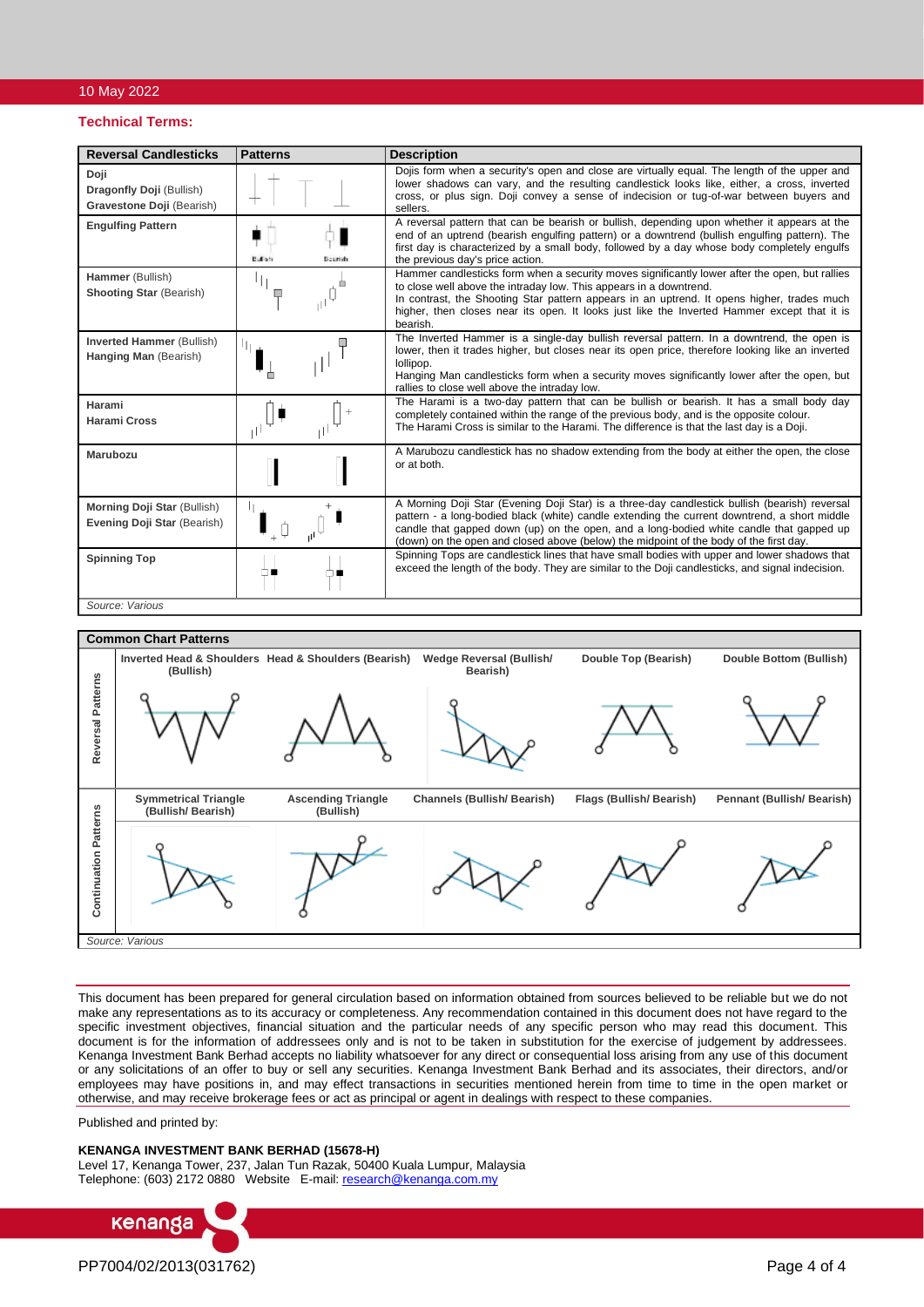10 May 2022

## Technical Terms:

| Reversal Candlesticks | Patterns | Description |
|---|---|---|
| **Doji**<br>**Dragonfly Doji** (Bullish)<br>**Gravestone Doji** (Bearish) | | Dojis form when a security's open and close are virtually equal. The length of the upper and lower shadows can vary, and the resulting candlestick looks like, either, a cross, inverted cross, or plus sign. Doji convey a sense of indecision or tug-of-war between buyers and sellers. |
| **Engulfing Pattern** | Bullish Bearish | A reversal pattern that can be bearish or bullish, depending upon whether it appears at the end of an uptrend (bearish engulfing pattern) or a downtrend (bullish engulfing pattern). The first day is characterized by a small body, followed by a day whose body completely engulfs the previous day's price action. |
| **Hammer** (Bullish)<br>**Shooting Star** (Bearish) | | Hammer candlesticks form when a security moves significantly lower after the open, but rallies to close well above the intraday low. This appears in a downtrend.<br>In contrast, the Shooting Star pattern appears in an uptrend. It opens higher, trades much higher, then closes near its open. It looks just like the Inverted Hammer except that it is bearish. |
| **Inverted Hammer** (Bullish)<br>**Hanging Man** (Bearish) | | The Inverted Hammer is a single-day bullish reversal pattern. In a downtrend, the open is lower, then it trades higher, but closes near its open price, therefore looking like an inverted lollipop.<br>Hanging Man candlesticks form when a security moves significantly lower after the open, but rallies to close well above the intraday low. |
| **Harami**<br>**Harami Cross** | | The Harami is a two-day pattern that can be bullish or bearish. It has a small body day completely contained within the range of the previous body, and is the opposite colour.<br>The Harami Cross is similar to the Harami. The difference is that the last day is a Doji. |
| **Marubozu** | | A Marubozu candlestick has no shadow extending from the body at either the open, the close or at both. |
| **Morning Doji Star** (Bullish)<br>**Evening Doji Star** (Bearish) | | A Morning Doji Star (Evening Doji Star) is a three-day candlestick bullish (bearish) reversal pattern - a long-bodied black (white) candle extending the current downtrend, a short middle candle that gapped down (up) on the open, and a long-bodied white candle that gapped up (down) on the open and closed above (below) the midpoint of the body of the first day. |
| **Spinning Top** | | Spinning Tops are candlestick lines that have small bodies with upper and lower shadows that exceed the length of the body. They are similar to the Doji candlesticks, and signal indecision. |

*Source: Various*

**Common Chart Patterns**

Reversal Patterns

Inverted Head & Shoulders (Bullish) | Head & Shoulders (Bearish) | Wedge Reversal (Bullish/ Bearish) | Double Top (Bearish) | Double Bottom (Bullish)

Continuation Patterns

Symmetrical Triangle (Bullish/ Bearish) | Ascending Triangle (Bullish) | Channels (Bullish/ Bearish) | Flags (Bullish/ Bearish) | Pennant (Bullish/ Bearish)

*Source: Various*

This document has been prepared for general circulation based on information obtained from sources believed to be reliable but we do not make any representations as to its accuracy or completeness. Any recommendation contained in this document does not have regard to the specific investment objectives, financial situation and the particular needs of any specific person who may read this document. This document is for the information of addressees only and is not to be taken in substitution for the exercise of judgement by addressees. Kenanga Investment Bank Berhad accepts no liability whatsoever for any direct or consequential loss arising from any use of this document or any solicitations of an offer to buy or sell any securities. Kenanga Investment Bank Berhad and its associates, their directors, and/or employees may have positions in, and may effect transactions in securities mentioned herein from time to time in the open market or otherwise, and may receive brokerage fees or act as principal or agent in dealings with respect to these companies.

Published and printed by:

**KENANGA INVESTMENT BANK BERHAD (15678-H)**
Level 17, Kenanga Tower, 237, Jalan Tun Razak, 50400 Kuala Lumpur, Malaysia
Telephone: (603) 2172 0880 Website E-mail: research@kenanga.com.my

kenanga

PP7004/02/2013(031762)